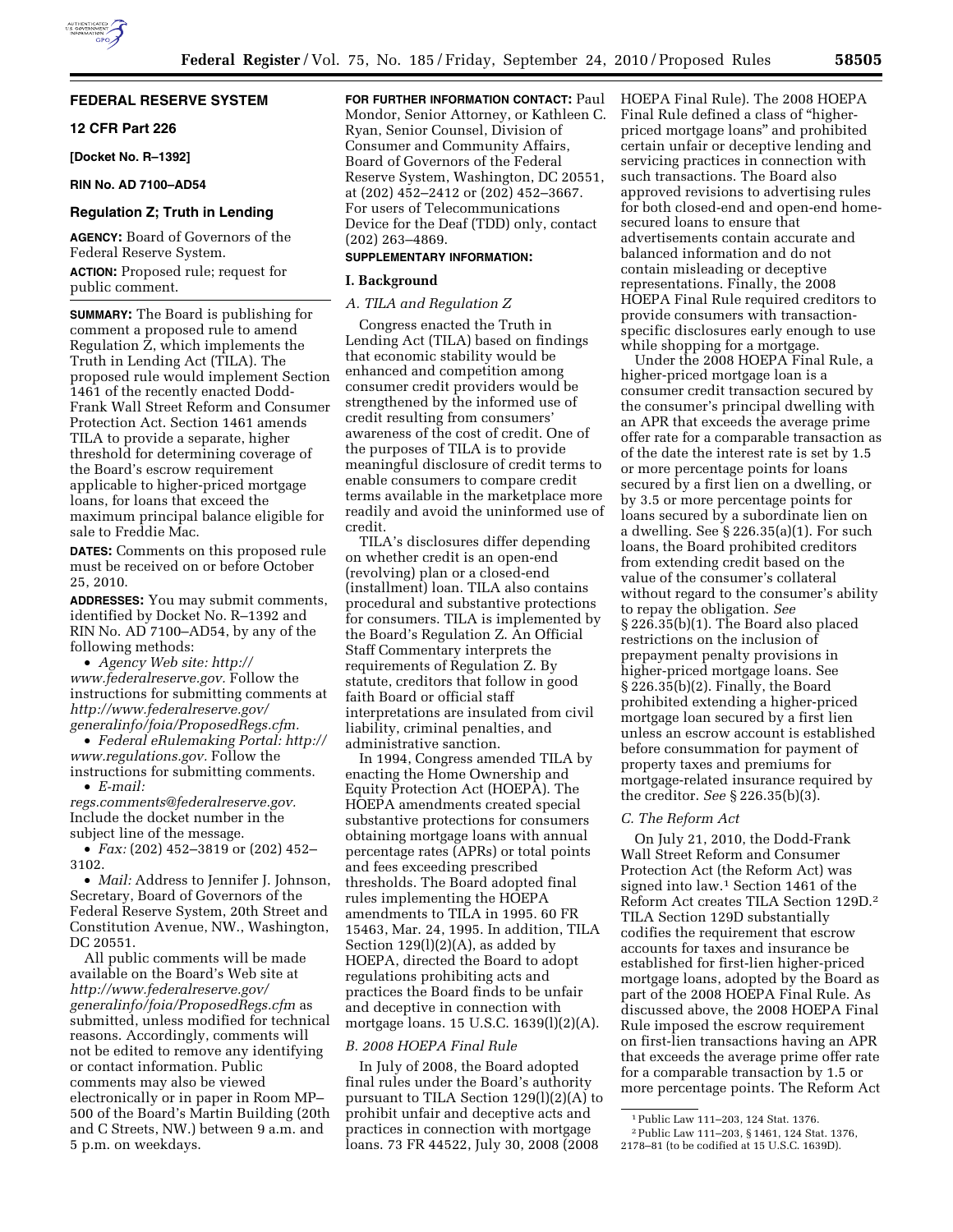## FEDERAL RESERVE SYSTEM

### 12 CFR Part 226

**[Docket No. R–1392]**

**RIN No. AD 7100–AD54**

### Regulation Z; Truth in Lending

**AGENCY:** Board of Governors of the Federal Reserve System.

**ACTION:** Proposed rule; request for public comment.

**SUMMARY:** The Board is publishing for comment a proposed rule to amend Regulation Z, which implements the Truth in Lending Act (TILA). The proposed rule would implement Section 1461 of the recently enacted Dodd-Frank Wall Street Reform and Consumer Protection Act. Section 1461 amends TILA to provide a separate, higher threshold for determining coverage of the Board's escrow requirement applicable to higher-priced mortgage loans, for loans that exceed the maximum principal balance eligible for sale to Freddie Mac.

**DATES:** Comments on this proposed rule must be received on or before October 25, 2010.

**ADDRESSES:** You may submit comments, identified by Docket No. R–1392 and RIN No. AD 7100–AD54, by any of the following methods:

- *Agency Web site: http://www.federalreserve.gov.* Follow the instructions for submitting comments at *http://www.federalreserve.gov/generalinfo/foia/ProposedRegs.cfm.*
- *Federal eRulemaking Portal: http://www.regulations.gov.* Follow the instructions for submitting comments.
- *E-mail: regs.comments@federalreserve.gov.* Include the docket number in the subject line of the message.
- *Fax:* (202) 452–3819 or (202) 452–3102.
- *Mail:* Address to Jennifer J. Johnson, Secretary, Board of Governors of the Federal Reserve System, 20th Street and Constitution Avenue, NW., Washington, DC 20551.

All public comments will be made available on the Board's Web site at *http://www.federalreserve.gov/generalinfo/foia/ProposedRegs.cfm* as submitted, unless modified for technical reasons. Accordingly, comments will not be edited to remove any identifying or contact information. Public comments may also be viewed electronically or in paper in Room MP–500 of the Board's Martin Building (20th and C Streets, NW.) between 9 a.m. and 5 p.m. on weekdays.

**FOR FURTHER INFORMATION CONTACT:** Paul Mondor, Senior Attorney, or Kathleen C. Ryan, Senior Counsel, Division of Consumer and Community Affairs, Board of Governors of the Federal Reserve System, Washington, DC 20551, at (202) 452–2412 or (202) 452–3667. For users of Telecommunications Device for the Deaf (TDD) only, contact (202) 263–4869.

**SUPPLEMENTARY INFORMATION:**

## I. Background

### A. TILA and Regulation Z

Congress enacted the Truth in Lending Act (TILA) based on findings that economic stability would be enhanced and competition among consumer credit providers would be strengthened by the informed use of credit resulting from consumers' awareness of the cost of credit. One of the purposes of TILA is to provide meaningful disclosure of credit terms to enable consumers to compare credit terms available in the marketplace more readily and avoid the uninformed use of credit.

TILA's disclosures differ depending on whether credit is an open-end (revolving) plan or a closed-end (installment) loan. TILA also contains procedural and substantive protections for consumers. TILA is implemented by the Board's Regulation Z. An Official Staff Commentary interprets the requirements of Regulation Z. By statute, creditors that follow in good faith Board or official staff interpretations are insulated from civil liability, criminal penalties, and administrative sanction.

In 1994, Congress amended TILA by enacting the Home Ownership and Equity Protection Act (HOEPA). The HOEPA amendments created special substantive protections for consumers obtaining mortgage loans with annual percentage rates (APRs) or total points and fees exceeding prescribed thresholds. The Board adopted final rules implementing the HOEPA amendments to TILA in 1995. 60 FR 15463, Mar. 24, 1995. In addition, TILA Section 129(l)(2)(A), as added by HOEPA, directed the Board to adopt regulations prohibiting acts and practices the Board finds to be unfair and deceptive in connection with mortgage loans. 15 U.S.C. 1639(l)(2)(A).

### B. 2008 HOEPA Final Rule

In July of 2008, the Board adopted final rules under the Board's authority pursuant to TILA Section 129(l)(2)(A) to prohibit unfair and deceptive acts and practices in connection with mortgage loans. 73 FR 44522, July 30, 2008 (2008 HOEPA Final Rule). The 2008 HOEPA Final Rule defined a class of "higher-priced mortgage loans" and prohibited certain unfair or deceptive lending and servicing practices in connection with such transactions. The Board also approved revisions to advertising rules for both closed-end and open-end home-secured loans to ensure that advertisements contain accurate and balanced information and do not contain misleading or deceptive representations. Finally, the 2008 HOEPA Final Rule required creditors to provide consumers with transaction-specific disclosures early enough to use while shopping for a mortgage.

Under the 2008 HOEPA Final Rule, a higher-priced mortgage loan is a consumer credit transaction secured by the consumer's principal dwelling with an APR that exceeds the average prime offer rate for a comparable transaction as of the date the interest rate is set by 1.5 or more percentage points for loans secured by a first lien on a dwelling, or by 3.5 or more percentage points for loans secured by a subordinate lien on a dwelling. See § 226.35(a)(1). For such loans, the Board prohibited creditors from extending credit based on the value of the consumer's collateral without regard to the consumer's ability to repay the obligation. *See* § 226.35(b)(1). The Board also placed restrictions on the inclusion of prepayment penalty provisions in higher-priced mortgage loans. See § 226.35(b)(2). Finally, the Board prohibited extending a higher-priced mortgage loan secured by a first lien unless an escrow account is established before consummation for payment of property taxes and premiums for mortgage-related insurance required by the creditor. *See* § 226.35(b)(3).

### C. The Reform Act

On July 21, 2010, the Dodd-Frank Wall Street Reform and Consumer Protection Act (the Reform Act) was signed into law.[1] Section 1461 of the Reform Act creates TILA Section 129D.[2] TILA Section 129D substantially codifies the requirement that escrow accounts for taxes and insurance be established for first-lien higher-priced mortgage loans, adopted by the Board as part of the 2008 HOEPA Final Rule. As discussed above, the 2008 HOEPA Final Rule imposed the escrow requirement on first-lien transactions having an APR that exceeds the average prime offer rate for a comparable transaction by 1.5 or more percentage points. The Reform Act

[1] Public Law 111–203, 124 Stat. 1376.

[2] Public Law 111–203, § 1461, 124 Stat. 1376, 2178–81 (to be codified at 15 U.S.C. 1639D).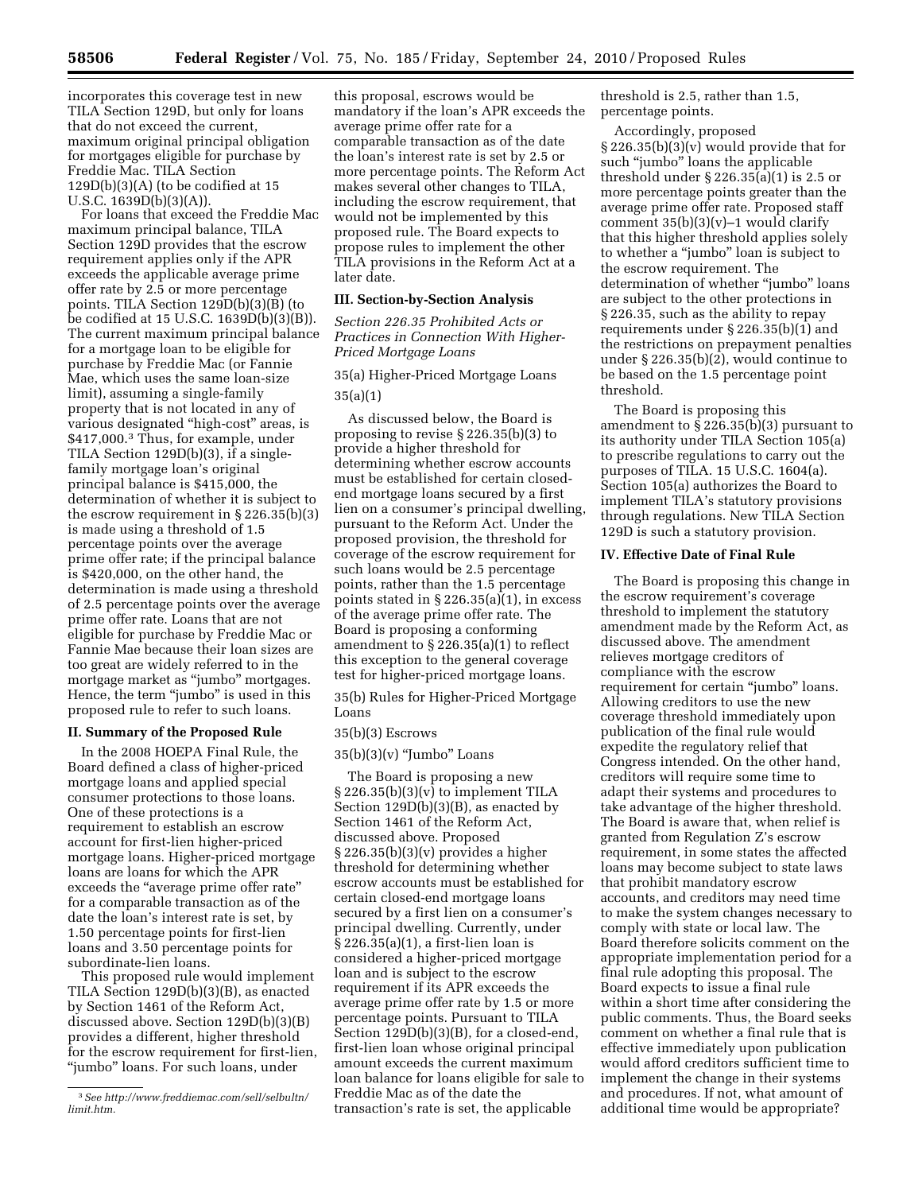incorporates this coverage test in new TILA Section 129D, but only for loans that do not exceed the current, maximum original principal obligation for mortgages eligible for purchase by Freddie Mac. TILA Section 129D(b)(3)(A) (to be codified at 15 U.S.C. 1639D(b)(3)(A)).

For loans that exceed the Freddie Mac maximum principal balance, TILA Section 129D provides that the escrow requirement applies only if the APR exceeds the applicable average prime offer rate by 2.5 or more percentage points. TILA Section 129D(b)(3)(B) (to be codified at 15 U.S.C. 1639D(b)(3)(B)). The current maximum principal balance for a mortgage loan to be eligible for purchase by Freddie Mac (or Fannie Mae, which uses the same loan-size limit), assuming a single-family property that is not located in any of various designated "high-cost" areas, is $417,000.[3] Thus, for example, under TILA Section 129D(b)(3), if a single-family mortgage loan's original principal balance is $415,000, the determination of whether it is subject to the escrow requirement in § 226.35(b)(3) is made using a threshold of 1.5 percentage points over the average prime offer rate; if the principal balance is $420,000, on the other hand, the determination is made using a threshold of 2.5 percentage points over the average prime offer rate. Loans that are not eligible for purchase by Freddie Mac or Fannie Mae because their loan sizes are too great are widely referred to in the mortgage market as "jumbo" mortgages. Hence, the term "jumbo" is used in this proposed rule to refer to such loans.

## II. Summary of the Proposed Rule

In the 2008 HOEPA Final Rule, the Board defined a class of higher-priced mortgage loans and applied special consumer protections to those loans. One of these protections is a requirement to establish an escrow account for first-lien higher-priced mortgage loans. Higher-priced mortgage loans are loans for which the APR exceeds the "average prime offer rate" for a comparable transaction as of the date the loan's interest rate is set, by 1.50 percentage points for first-lien loans and 3.50 percentage points for subordinate-lien loans.

This proposed rule would implement TILA Section 129D(b)(3)(B), as enacted by Section 1461 of the Reform Act, discussed above. Section 129D(b)(3)(B) provides a different, higher threshold for the escrow requirement for first-lien, "jumbo" loans. For such loans, under this proposal, escrows would be mandatory if the loan's APR exceeds the average prime offer rate for a comparable transaction as of the date the loan's interest rate is set by 2.5 or more percentage points. The Reform Act makes several other changes to TILA, including the escrow requirement, that would not be implemented by this proposed rule. The Board expects to propose rules to implement the other TILA provisions in the Reform Act at a later date.

## III. Section-by-Section Analysis

*Section 226.35 Prohibited Acts or Practices in Connection With Higher-Priced Mortgage Loans*

35(a) Higher-Priced Mortgage Loans

35(a)(1)

As discussed below, the Board is proposing to revise § 226.35(b)(3) to provide a higher threshold for determining whether escrow accounts must be established for certain closed-end mortgage loans secured by a first lien on a consumer's principal dwelling, pursuant to the Reform Act. Under the proposed provision, the threshold for coverage of the escrow requirement for such loans would be 2.5 percentage points, rather than the 1.5 percentage points stated in § 226.35(a)(1), in excess of the average prime offer rate. The Board is proposing a conforming amendment to § 226.35(a)(1) to reflect this exception to the general coverage test for higher-priced mortgage loans.

35(b) Rules for Higher-Priced Mortgage Loans

35(b)(3) Escrows

35(b)(3)(v) "Jumbo" Loans

The Board is proposing a new § 226.35(b)(3)(v) to implement TILA Section 129D(b)(3)(B), as enacted by Section 1461 of the Reform Act, discussed above. Proposed § 226.35(b)(3)(v) provides a higher threshold for determining whether escrow accounts must be established for certain closed-end mortgage loans secured by a first lien on a consumer's principal dwelling. Currently, under § 226.35(a)(1), a first-lien loan is considered a higher-priced mortgage loan and is subject to the escrow requirement if its APR exceeds the average prime offer rate by 1.5 or more percentage points. Pursuant to TILA Section 129D(b)(3)(B), for a closed-end, first-lien loan whose original principal amount exceeds the current maximum loan balance for loans eligible for sale to Freddie Mac as of the date the transaction's rate is set, the applicable threshold is 2.5, rather than 1.5, percentage points.

Accordingly, proposed § 226.35(b)(3)(v) would provide that for such "jumbo" loans the applicable threshold under § 226.35(a)(1) is 2.5 or more percentage points greater than the average prime offer rate. Proposed staff comment 35(b)(3)(v)–1 would clarify that this higher threshold applies solely to whether a "jumbo" loan is subject to the escrow requirement. The determination of whether "jumbo" loans are subject to the other protections in § 226.35, such as the ability to repay requirements under § 226.35(b)(1) and the restrictions on prepayment penalties under § 226.35(b)(2), would continue to be based on the 1.5 percentage point threshold.

The Board is proposing this amendment to § 226.35(b)(3) pursuant to its authority under TILA Section 105(a) to prescribe regulations to carry out the purposes of TILA. 15 U.S.C. 1604(a). Section 105(a) authorizes the Board to implement TILA's statutory provisions through regulations. New TILA Section 129D is such a statutory provision.

## IV. Effective Date of Final Rule

The Board is proposing this change in the escrow requirement's coverage threshold to implement the statutory amendment made by the Reform Act, as discussed above. The amendment relieves mortgage creditors of compliance with the escrow requirement for certain "jumbo" loans. Allowing creditors to use the new coverage threshold immediately upon publication of the final rule would expedite the regulatory relief that Congress intended. On the other hand, creditors will require some time to adapt their systems and procedures to take advantage of the higher threshold. The Board is aware that, when relief is granted from Regulation Z's escrow requirement, in some states the affected loans may become subject to state laws that prohibit mandatory escrow accounts, and creditors may need time to make the system changes necessary to comply with state or local law. The Board therefore solicits comment on the appropriate implementation period for a final rule adopting this proposal. The Board expects to issue a final rule within a short time after considering the public comments. Thus, the Board seeks comment on whether a final rule that is effective immediately upon publication would afford creditors sufficient time to implement the change in their systems and procedures. If not, what amount of additional time would be appropriate?

[3] *See http://www.freddiemac.com/sell/selbultn/limit.htm.*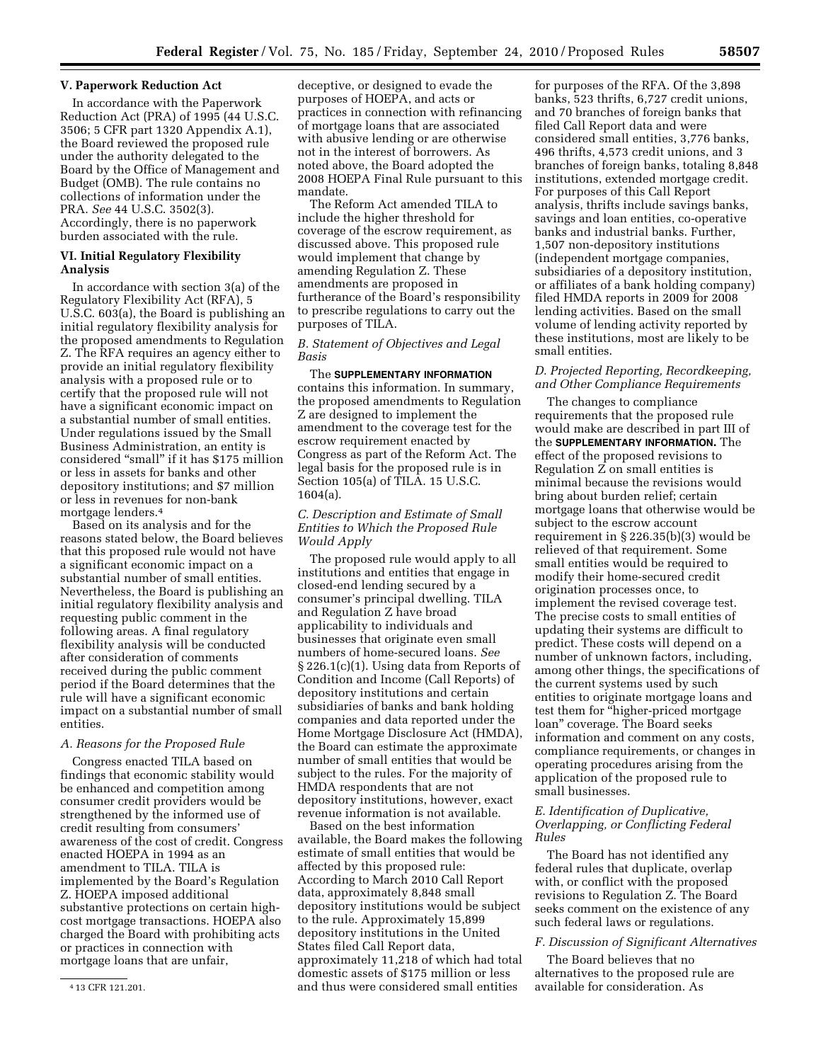## V. Paperwork Reduction Act

In accordance with the Paperwork Reduction Act (PRA) of 1995 (44 U.S.C. 3506; 5 CFR part 1320 Appendix A.1), the Board reviewed the proposed rule under the authority delegated to the Board by the Office of Management and Budget (OMB). The rule contains no collections of information under the PRA. *See* 44 U.S.C. 3502(3). Accordingly, there is no paperwork burden associated with the rule.

## VI. Initial Regulatory Flexibility Analysis

In accordance with section 3(a) of the Regulatory Flexibility Act (RFA), 5 U.S.C. 603(a), the Board is publishing an initial regulatory flexibility analysis for the proposed amendments to Regulation Z. The RFA requires an agency either to provide an initial regulatory flexibility analysis with a proposed rule or to certify that the proposed rule will not have a significant economic impact on a substantial number of small entities. Under regulations issued by the Small Business Administration, an entity is considered "small" if it has $175 million or less in assets for banks and other depository institutions; and $7 million or less in revenues for non-bank mortgage lenders.[4]

Based on its analysis and for the reasons stated below, the Board believes that this proposed rule would not have a significant economic impact on a substantial number of small entities. Nevertheless, the Board is publishing an initial regulatory flexibility analysis and requesting public comment in the following areas. A final regulatory flexibility analysis will be conducted after consideration of comments received during the public comment period if the Board determines that the rule will have a significant economic impact on a substantial number of small entities.

### *A. Reasons for the Proposed Rule*

Congress enacted TILA based on findings that economic stability would be enhanced and competition among consumer credit providers would be strengthened by the informed use of credit resulting from consumers' awareness of the cost of credit. Congress enacted HOEPA in 1994 as an amendment to TILA. TILA is implemented by the Board's Regulation Z. HOEPA imposed additional substantive protections on certain high-cost mortgage transactions. HOEPA also charged the Board with prohibiting acts or practices in connection with mortgage loans that are unfair, deceptive, or designed to evade the purposes of HOEPA, and acts or practices in connection with refinancing of mortgage loans that are associated with abusive lending or are otherwise not in the interest of borrowers. As noted above, the Board adopted the 2008 HOEPA Final Rule pursuant to this mandate.

The Reform Act amended TILA to include the higher threshold for coverage of the escrow requirement, as discussed above. This proposed rule would implement that change by amending Regulation Z. These amendments are proposed in furtherance of the Board's responsibility to prescribe regulations to carry out the purposes of TILA.

### *B. Statement of Objectives and Legal Basis*

The SUPPLEMENTARY INFORMATION contains this information. In summary, the proposed amendments to Regulation Z are designed to implement the amendment to the coverage test for the escrow requirement enacted by Congress as part of the Reform Act. The legal basis for the proposed rule is in Section 105(a) of TILA. 15 U.S.C. 1604(a).

### *C. Description and Estimate of Small Entities to Which the Proposed Rule Would Apply*

The proposed rule would apply to all institutions and entities that engage in closed-end lending secured by a consumer's principal dwelling. TILA and Regulation Z have broad applicability to individuals and businesses that originate even small numbers of home-secured loans. *See* § 226.1(c)(1). Using data from Reports of Condition and Income (Call Reports) of depository institutions and certain subsidiaries of banks and bank holding companies and data reported under the Home Mortgage Disclosure Act (HMDA), the Board can estimate the approximate number of small entities that would be subject to the rules. For the majority of HMDA respondents that are not depository institutions, however, exact revenue information is not available.

Based on the best information available, the Board makes the following estimate of small entities that would be affected by this proposed rule: According to March 2010 Call Report data, approximately 8,848 small depository institutions would be subject to the rule. Approximately 15,899 depository institutions in the United States filed Call Report data, approximately 11,218 of which had total domestic assets of $175 million or less and thus were considered small entities for purposes of the RFA. Of the 3,898 banks, 523 thrifts, 6,727 credit unions, and 70 branches of foreign banks that filed Call Report data and were considered small entities, 3,776 banks, 496 thrifts, 4,573 credit unions, and 3 branches of foreign banks, totaling 8,848 institutions, extended mortgage credit. For purposes of this Call Report analysis, thrifts include savings banks, savings and loan entities, co-operative banks and industrial banks. Further, 1,507 non-depository institutions (independent mortgage companies, subsidiaries of a depository institution, or affiliates of a bank holding company) filed HMDA reports in 2009 for 2008 lending activities. Based on the small volume of lending activity reported by these institutions, most are likely to be small entities.

### *D. Projected Reporting, Recordkeeping, and Other Compliance Requirements*

The changes to compliance requirements that the proposed rule would make are described in part III of the SUPPLEMENTARY INFORMATION. The effect of the proposed revisions to Regulation Z on small entities is minimal because the revisions would bring about burden relief; certain mortgage loans that otherwise would be subject to the escrow account requirement in § 226.35(b)(3) would be relieved of that requirement. Some small entities would be required to modify their home-secured credit origination processes once, to implement the revised coverage test. The precise costs to small entities of updating their systems are difficult to predict. These costs will depend on a number of unknown factors, including, among other things, the specifications of the current systems used by such entities to originate mortgage loans and test them for "higher-priced mortgage loan" coverage. The Board seeks information and comment on any costs, compliance requirements, or changes in operating procedures arising from the application of the proposed rule to small businesses.

### *E. Identification of Duplicative, Overlapping, or Conflicting Federal Rules*

The Board has not identified any federal rules that duplicate, overlap with, or conflict with the proposed revisions to Regulation Z. The Board seeks comment on the existence of any such federal laws or regulations.

### *F. Discussion of Significant Alternatives*

The Board believes that no alternatives to the proposed rule are available for consideration. As

[4] 13 CFR 121.201.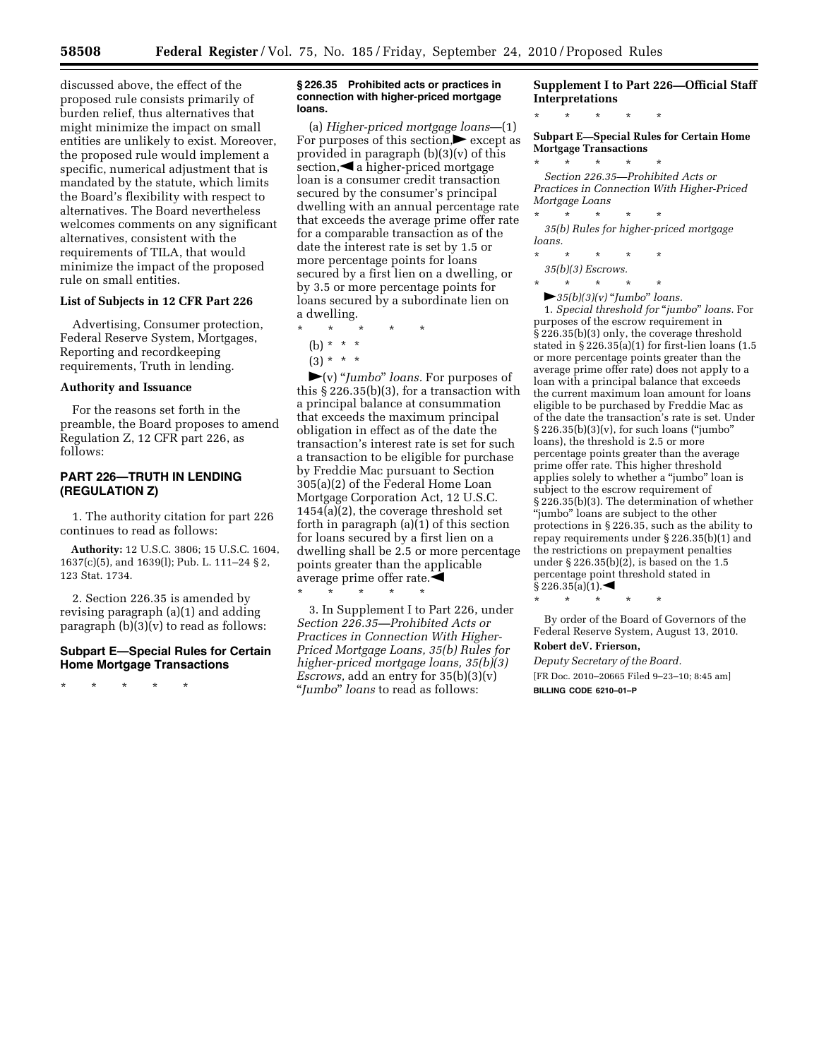discussed above, the effect of the proposed rule consists primarily of burden relief, thus alternatives that might minimize the impact on small entities are unlikely to exist. Moreover, the proposed rule would implement a specific, numerical adjustment that is mandated by the statute, which limits the Board's flexibility with respect to alternatives. The Board nevertheless welcomes comments on any significant alternatives, consistent with the requirements of TILA, that would minimize the impact of the proposed rule on small entities.

### List of Subjects in 12 CFR Part 226

Advertising, Consumer protection, Federal Reserve System, Mortgages, Reporting and recordkeeping requirements, Truth in lending.

### Authority and Issuance

For the reasons set forth in the preamble, the Board proposes to amend Regulation Z, 12 CFR part 226, as follows:

## PART 226—TRUTH IN LENDING (REGULATION Z)

1. The authority citation for part 226 continues to read as follows:

**Authority:** 12 U.S.C. 3806; 15 U.S.C. 1604, 1637(c)(5), and 1639(l); Pub. L. 111–24 § 2, 123 Stat. 1734.

2. Section 226.35 is amended by revising paragraph (a)(1) and adding paragraph (b)(3)(v) to read as follows:

## Subpart E—Special Rules for Certain Home Mortgage Transactions

\* \* \* \* \*

#### § 226.35 Prohibited acts or practices in connection with higher-priced mortgage loans.

(a) *Higher-priced mortgage loans*—(1) For purposes of this section,► except as provided in paragraph (b)(3)(v) of this section,◄ a higher-priced mortgage loan is a consumer credit transaction secured by the consumer's principal dwelling with an annual percentage rate that exceeds the average prime offer rate for a comparable transaction as of the date the interest rate is set by 1.5 or more percentage points for loans secured by a first lien on a dwelling, or by 3.5 or more percentage points for loans secured by a subordinate lien on a dwelling.

\* \* \* \* \*

(b) \* \* \*

(3) \* \* \*

►(v) "*Jumbo*" *loans.* For purposes of this § 226.35(b)(3), for a transaction with a principal balance at consummation that exceeds the maximum principal obligation in effect as of the date the transaction's interest rate is set for such a transaction to be eligible for purchase by Freddie Mac pursuant to Section 305(a)(2) of the Federal Home Loan Mortgage Corporation Act, 12 U.S.C. 1454(a)(2), the coverage threshold set forth in paragraph (a)(1) of this section for loans secured by a first lien on a dwelling shall be 2.5 or more percentage points greater than the applicable average prime offer rate.◄

\* \* \* \* \*

3. In Supplement I to Part 226, under *Section 226.35—Prohibited Acts or Practices in Connection With Higher-Priced Mortgage Loans, 35(b) Rules for higher-priced mortgage loans, 35(b)(3) Escrows,* add an entry for 35(b)(3)(v) "*Jumbo*" *loans* to read as follows:

## Supplement I to Part 226—Official Staff Interpretations

\* \* \* \* \*

### Subpart E—Special Rules for Certain Home Mortgage Transactions

\* \* \* \* \*

*Section 226.35—Prohibited Acts or Practices in Connection With Higher-Priced Mortgage Loans*

\* \* \* \* \*

*35(b) Rules for higher-priced mortgage loans.*

\* \* \* \* \*

*35(b)(3) Escrows.*

\* \* \* \* \*

►*35(b)(3)(v)* "*Jumbo*" *loans.*

1. *Special threshold for* "*jumbo*" *loans.* For purposes of the escrow requirement in § 226.35(b)(3) only, the coverage threshold stated in § 226.35(a)(1) for first-lien loans (1.5 or more percentage points greater than the average prime offer rate) does not apply to a loan with a principal balance that exceeds the current maximum loan amount for loans eligible to be purchased by Freddie Mac as of the date the transaction's rate is set. Under § 226.35(b)(3)(v), for such loans ("jumbo" loans), the threshold is 2.5 or more percentage points greater than the average prime offer rate. This higher threshold applies solely to whether a "jumbo" loan is subject to the escrow requirement of § 226.35(b)(3). The determination of whether "jumbo" loans are subject to the other protections in § 226.35, such as the ability to repay requirements under § 226.35(b)(1) and the restrictions on prepayment penalties under § 226.35(b)(2), is based on the 1.5 percentage point threshold stated in § 226.35(a)(1).◄

\* \* \* \* \*

By order of the Board of Governors of the Federal Reserve System, August 13, 2010.

**Robert deV. Frierson,**

*Deputy Secretary of the Board.*

[FR Doc. 2010–20665 Filed 9–23–10; 8:45 am]

**BILLING CODE 6210–01–P**